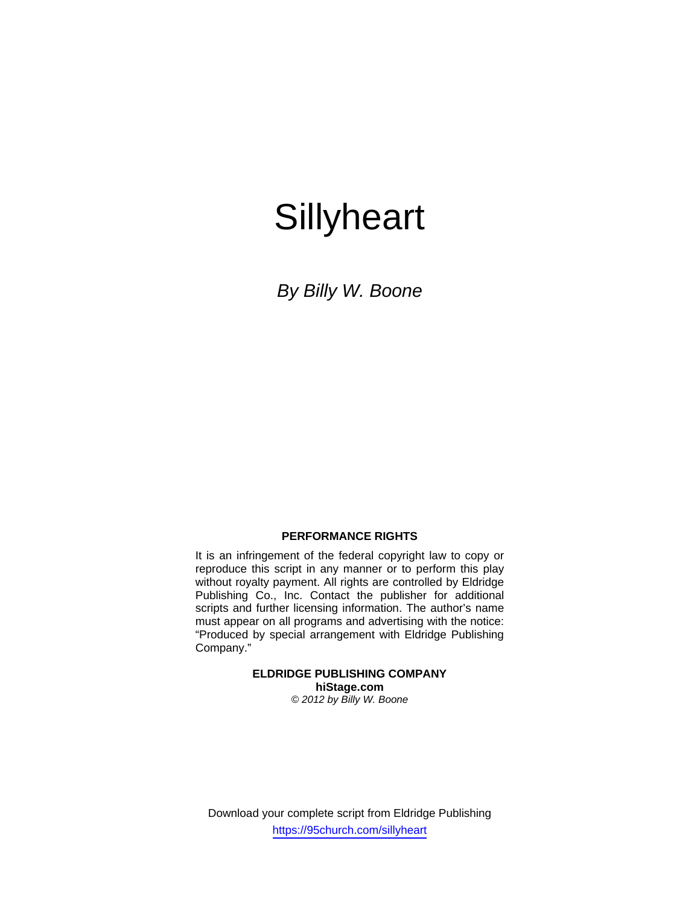# Sillyheart

*By Billy W. Boone*

**PERFORMANCE RIGHTS**

It is an infringement of the federal copyright law to copy or reproduce this script in any manner or to perform this play without royalty payment. All rights are controlled by Eldridge Publishing Co., Inc. Contact the publisher for additional scripts and further licensing information. The author's name must appear on all programs and advertising with the notice: "Produced by special arrangement with Eldridge Publishing Company."

**ELDRIDGE PUBLISHING COMPANY**
**hiStage.com**
*© 2012 by Billy W. Boone*

Download your complete script from Eldridge Publishing
https://95church.com/sillyheart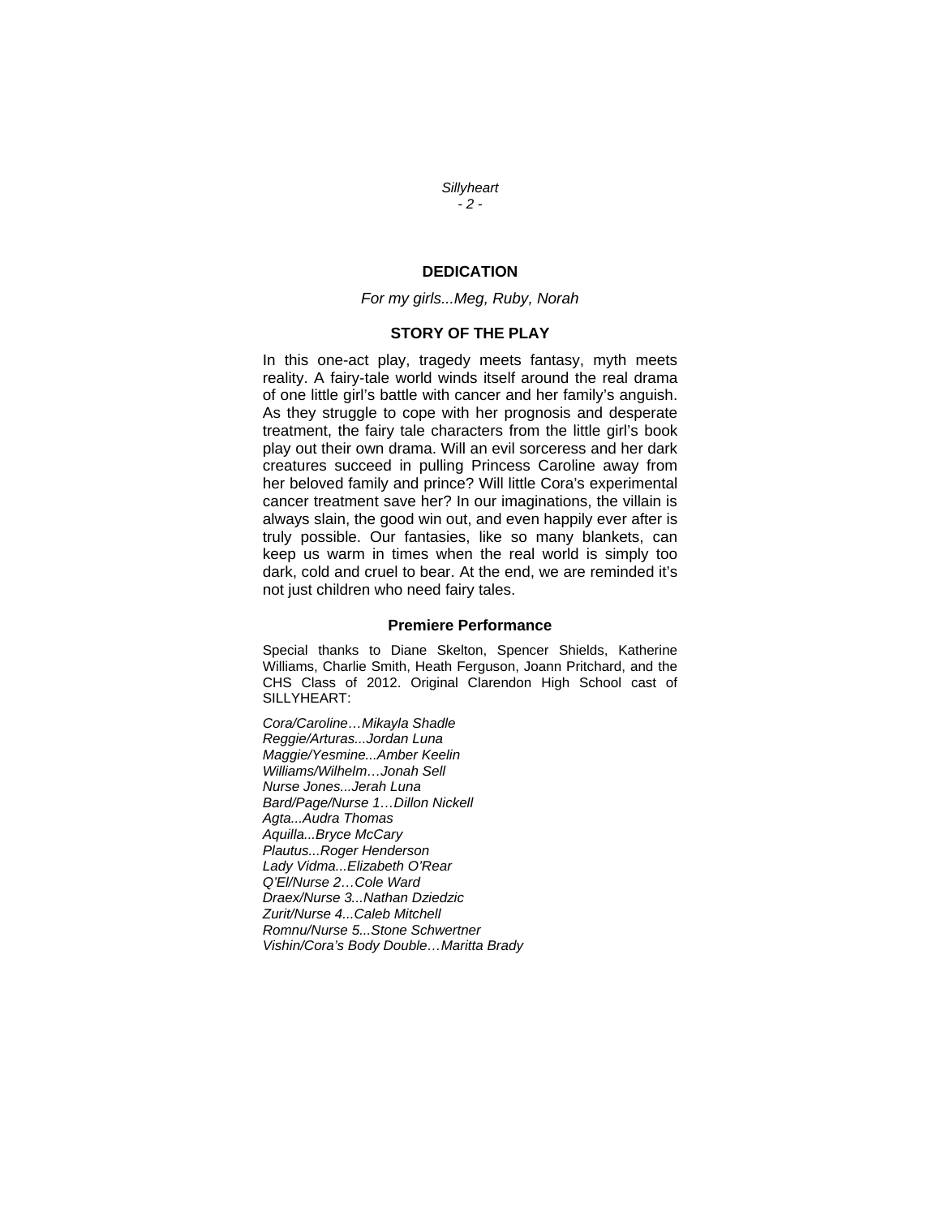## DEDICATION

*For my girls...Meg, Ruby, Norah*

## STORY OF THE PLAY

In this one-act play, tragedy meets fantasy, myth meets reality. A fairy-tale world winds itself around the real drama of one little girl's battle with cancer and her family's anguish. As they struggle to cope with her prognosis and desperate treatment, the fairy tale characters from the little girl's book play out their own drama. Will an evil sorceress and her dark creatures succeed in pulling Princess Caroline away from her beloved family and prince? Will little Cora's experimental cancer treatment save her? In our imaginations, the villain is always slain, the good win out, and even happily ever after is truly possible. Our fantasies, like so many blankets, can keep us warm in times when the real world is simply too dark, cold and cruel to bear. At the end, we are reminded it's not just children who need fairy tales.

### Premiere Performance

Special thanks to Diane Skelton, Spencer Shields, Katherine Williams, Charlie Smith, Heath Ferguson, Joann Pritchard, and the CHS Class of 2012. Original Clarendon High School cast of SILLYHEART:

*Cora/Caroline…Mikayla Shadle*
*Reggie/Arturas...Jordan Luna*
*Maggie/Yesmine...Amber Keelin*
*Williams/Wilhelm…Jonah Sell*
*Nurse Jones...Jerah Luna*
*Bard/Page/Nurse 1…Dillon Nickell*
*Agta...Audra Thomas*
*Aquilla...Bryce McCary*
*Plautus...Roger Henderson*
*Lady Vidma...Elizabeth O'Rear*
*Q'El/Nurse 2…Cole Ward*
*Draex/Nurse 3...Nathan Dziedzic*
*Zurit/Nurse 4...Caleb Mitchell*
*Romnu/Nurse 5...Stone Schwertner*
*Vishin/Cora's Body Double…Maritta Brady*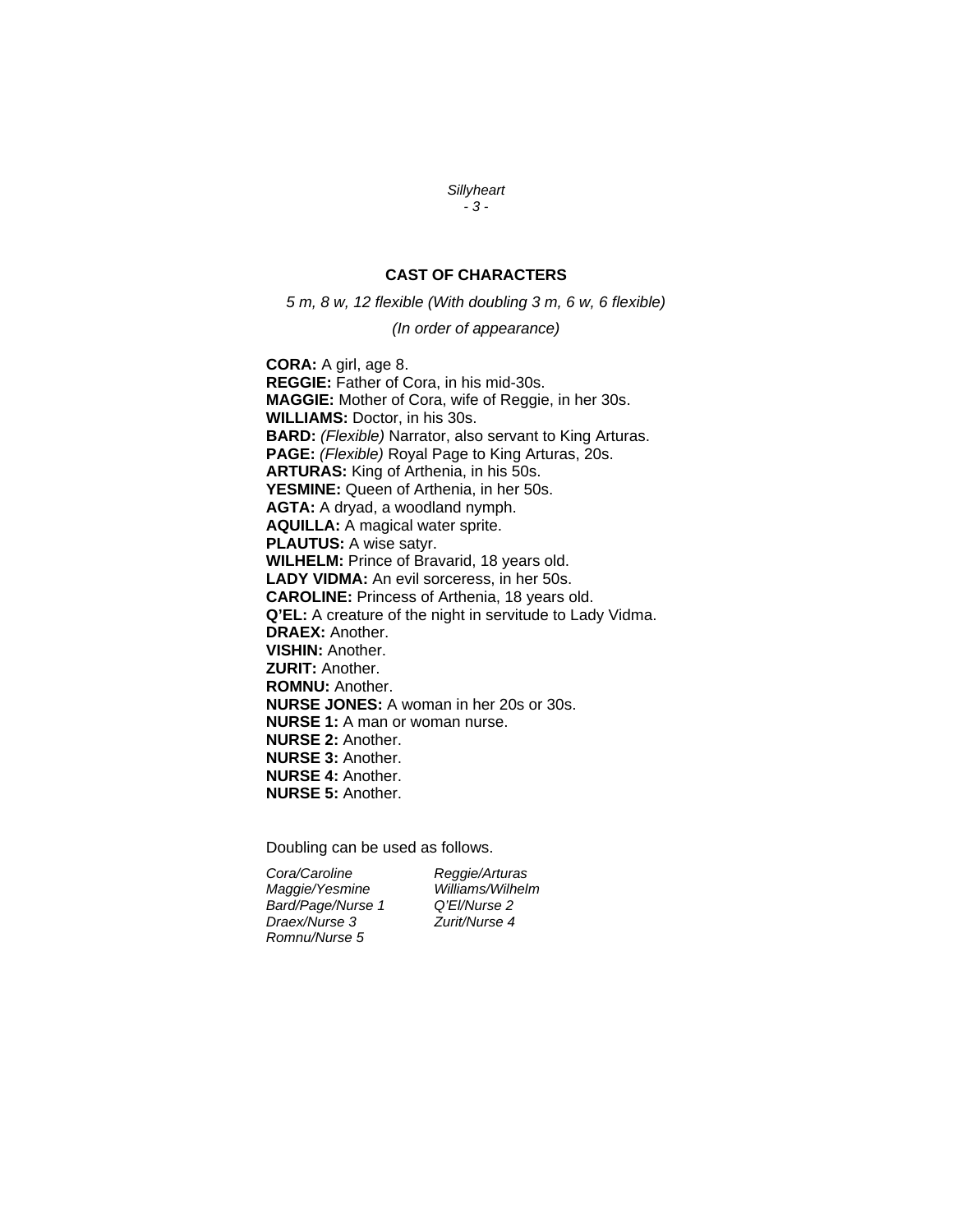## CAST OF CHARACTERS

*5 m, 8 w, 12 flexible (With doubling 3 m, 6 w, 6 flexible)*

*(In order of appearance)*

**CORA:** A girl, age 8.
**REGGIE:** Father of Cora, in his mid-30s.
**MAGGIE:** Mother of Cora, wife of Reggie, in her 30s.
**WILLIAMS:** Doctor, in his 30s.
**BARD:** *(Flexible)* Narrator, also servant to King Arturas.
**PAGE:** *(Flexible)* Royal Page to King Arturas, 20s.
**ARTURAS:** King of Arthenia, in his 50s.
**YESMINE:** Queen of Arthenia, in her 50s.
**AGTA:** A dryad, a woodland nymph.
**AQUILLA:** A magical water sprite.
**PLAUTUS:** A wise satyr.
**WILHELM:** Prince of Bravarid, 18 years old.
**LADY VIDMA:** An evil sorceress, in her 50s.
**CAROLINE:** Princess of Arthenia, 18 years old.
**Q'EL:** A creature of the night in servitude to Lady Vidma.
**DRAEX:** Another.
**VISHIN:** Another.
**ZURIT:** Another.
**ROMNU:** Another.
**NURSE JONES:** A woman in her 20s or 30s.
**NURSE 1:** A man or woman nurse.
**NURSE 2:** Another.
**NURSE 3:** Another.
**NURSE 4:** Another.
**NURSE 5:** Another.

Doubling can be used as follows.

*Cora/Caroline*
*Maggie/Yesmine*
*Bard/Page/Nurse 1*
*Draex/Nurse 3*
*Romnu/Nurse 5*
*Reggie/Arturas*
*Williams/Wilhelm*
*Q'El/Nurse 2*
*Zurit/Nurse 4*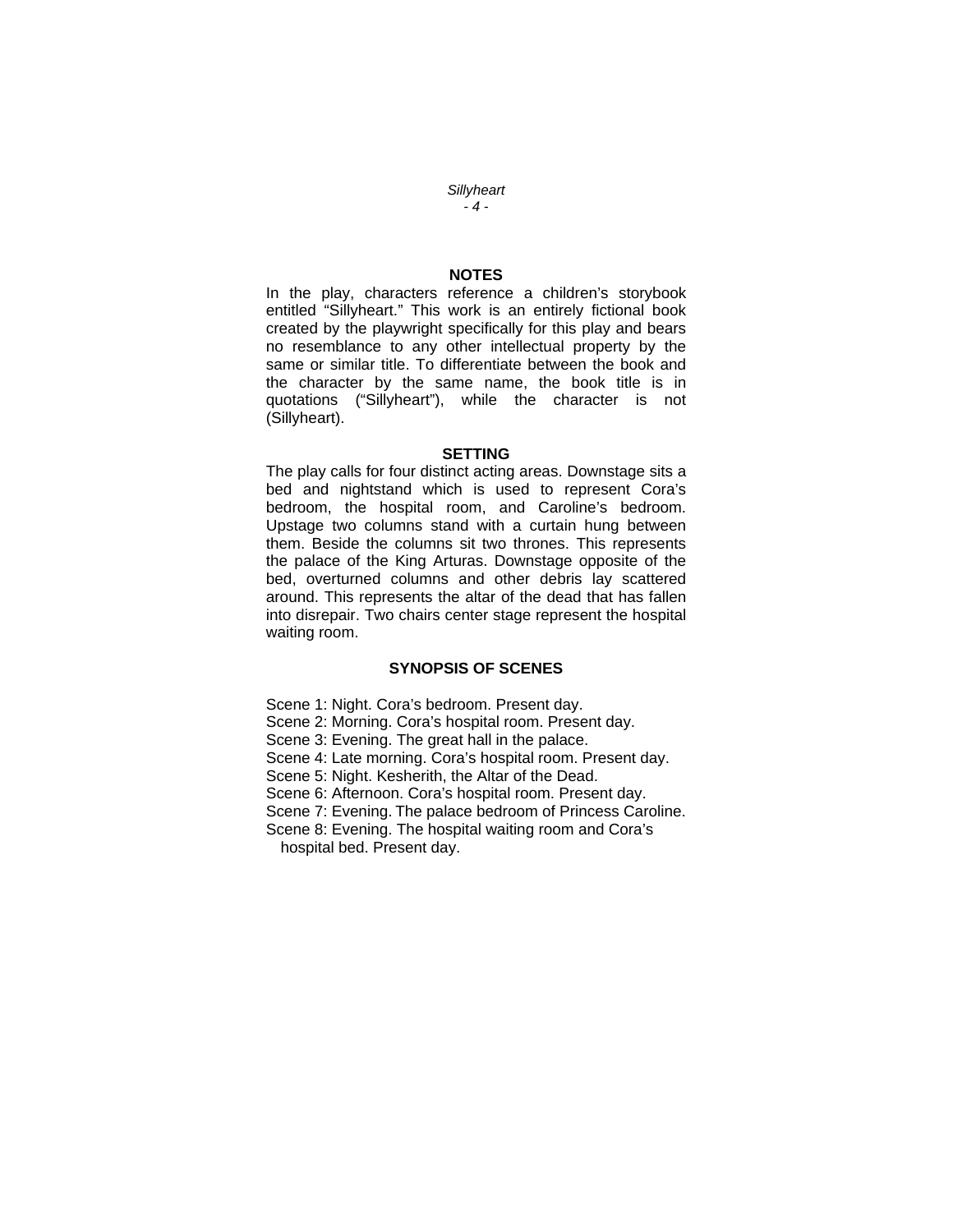## NOTES

In the play, characters reference a children's storybook entitled "Sillyheart." This work is an entirely fictional book created by the playwright specifically for this play and bears no resemblance to any other intellectual property by the same or similar title. To differentiate between the book and the character by the same name, the book title is in quotations ("Sillyheart"), while the character is not (Sillyheart).

## SETTING

The play calls for four distinct acting areas. Downstage sits a bed and nightstand which is used to represent Cora's bedroom, the hospital room, and Caroline's bedroom. Upstage two columns stand with a curtain hung between them. Beside the columns sit two thrones. This represents the palace of the King Arturas. Downstage opposite of the bed, overturned columns and other debris lay scattered around. This represents the altar of the dead that has fallen into disrepair. Two chairs center stage represent the hospital waiting room.

## SYNOPSIS OF SCENES

Scene 1: Night. Cora's bedroom. Present day.
Scene 2: Morning. Cora's hospital room. Present day.
Scene 3: Evening. The great hall in the palace.
Scene 4: Late morning. Cora's hospital room. Present day.
Scene 5: Night. Kesherith, the Altar of the Dead.
Scene 6: Afternoon. Cora's hospital room. Present day.
Scene 7: Evening. The palace bedroom of Princess Caroline.
Scene 8: Evening. The hospital waiting room and Cora's hospital bed. Present day.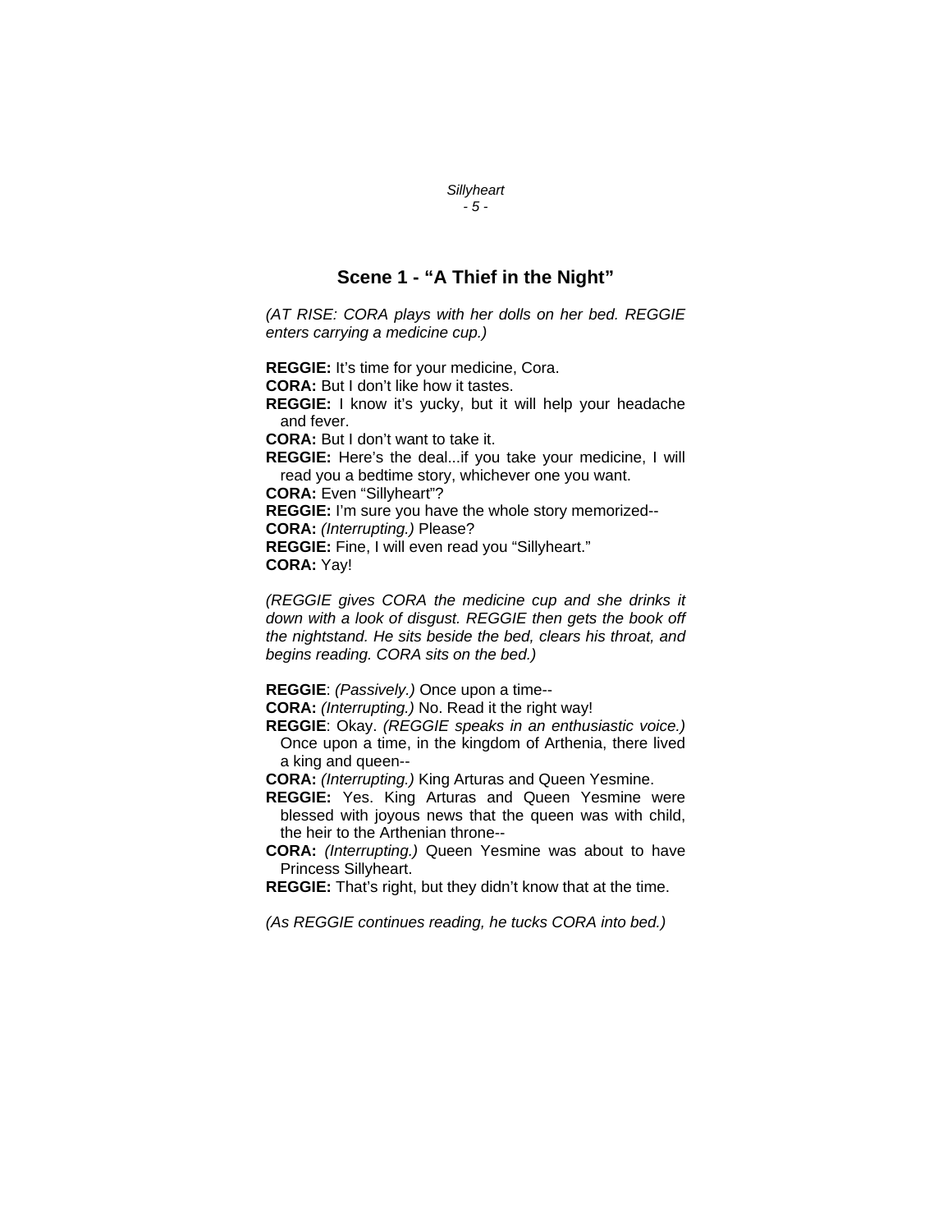## Scene 1 - "A Thief in the Night"

*(AT RISE: CORA plays with her dolls on her bed. REGGIE enters carrying a medicine cup.)*

**REGGIE:** It's time for your medicine, Cora.
**CORA:** But I don't like how it tastes.
**REGGIE:** I know it's yucky, but it will help your headache and fever.
**CORA:** But I don't want to take it.
**REGGIE:** Here's the deal...if you take your medicine, I will read you a bedtime story, whichever one you want.
**CORA:** Even "Sillyheart"?
**REGGIE:** I'm sure you have the whole story memorized--
**CORA:** *(Interrupting.)* Please?
**REGGIE:** Fine, I will even read you "Sillyheart."
**CORA:** Yay!

*(REGGIE gives CORA the medicine cup and she drinks it down with a look of disgust. REGGIE then gets the book off the nightstand. He sits beside the bed, clears his throat, and begins reading. CORA sits on the bed.)*

**REGGIE**: *(Passively.)* Once upon a time--
**CORA:** *(Interrupting.)* No. Read it the right way!
**REGGIE**: Okay. *(REGGIE speaks in an enthusiastic voice.)* Once upon a time, in the kingdom of Arthenia, there lived a king and queen--
**CORA:** *(Interrupting.)* King Arturas and Queen Yesmine.
**REGGIE:** Yes. King Arturas and Queen Yesmine were blessed with joyous news that the queen was with child, the heir to the Arthenian throne--
**CORA:** *(Interrupting.)* Queen Yesmine was about to have Princess Sillyheart.
**REGGIE:** That's right, but they didn't know that at the time.

*(As REGGIE continues reading, he tucks CORA into bed.)*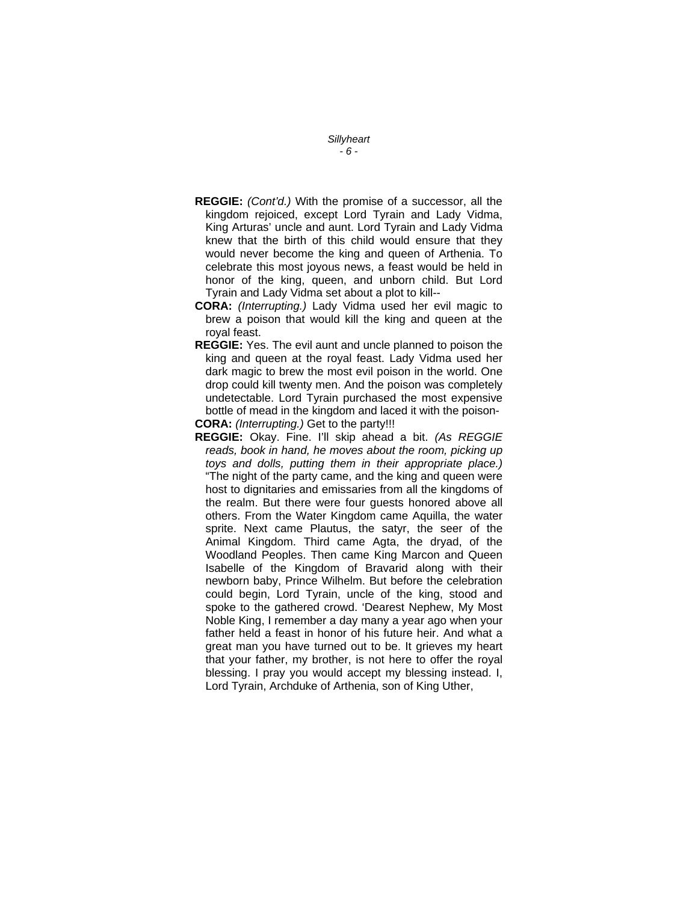**REGGIE:** *(Cont'd.)* With the promise of a successor, all the kingdom rejoiced, except Lord Tyrain and Lady Vidma, King Arturas' uncle and aunt. Lord Tyrain and Lady Vidma knew that the birth of this child would ensure that they would never become the king and queen of Arthenia. To celebrate this most joyous news, a feast would be held in honor of the king, queen, and unborn child. But Lord Tyrain and Lady Vidma set about a plot to kill--

**CORA:** *(Interrupting.)* Lady Vidma used her evil magic to brew a poison that would kill the king and queen at the royal feast.

**REGGIE:** Yes. The evil aunt and uncle planned to poison the king and queen at the royal feast. Lady Vidma used her dark magic to brew the most evil poison in the world. One drop could kill twenty men. And the poison was completely undetectable. Lord Tyrain purchased the most expensive bottle of mead in the kingdom and laced it with the poison-

**CORA:** *(Interrupting.)* Get to the party!!!

**REGGIE:** Okay. Fine. I'll skip ahead a bit. *(As REGGIE reads, book in hand, he moves about the room, picking up toys and dolls, putting them in their appropriate place.)* "The night of the party came, and the king and queen were host to dignitaries and emissaries from all the kingdoms of the realm. But there were four guests honored above all others. From the Water Kingdom came Aquilla, the water sprite. Next came Plautus, the satyr, the seer of the Animal Kingdom. Third came Agta, the dryad, of the Woodland Peoples. Then came King Marcon and Queen Isabelle of the Kingdom of Bravarid along with their newborn baby, Prince Wilhelm. But before the celebration could begin, Lord Tyrain, uncle of the king, stood and spoke to the gathered crowd. 'Dearest Nephew, My Most Noble King, I remember a day many a year ago when your father held a feast in honor of his future heir. And what a great man you have turned out to be. It grieves my heart that your father, my brother, is not here to offer the royal blessing. I pray you would accept my blessing instead. I, Lord Tyrain, Archduke of Arthenia, son of King Uther,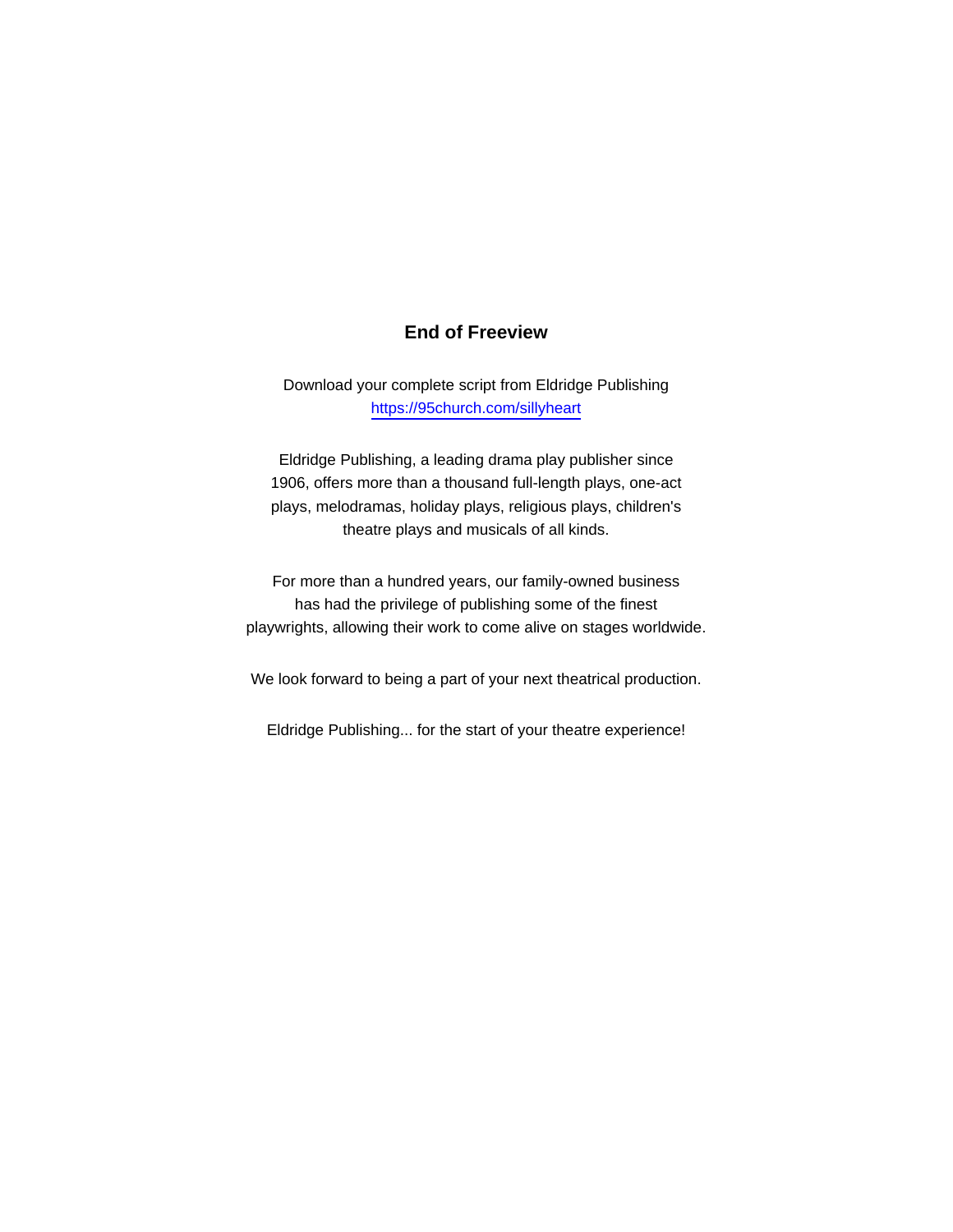## End of Freeview

Download your complete script from Eldridge Publishing
https://95church.com/sillyheart

Eldridge Publishing, a leading drama play publisher since 1906, offers more than a thousand full-length plays, one-act plays, melodramas, holiday plays, religious plays, children's theatre plays and musicals of all kinds.

For more than a hundred years, our family-owned business has had the privilege of publishing some of the finest playwrights, allowing their work to come alive on stages worldwide.

We look forward to being a part of your next theatrical production.

Eldridge Publishing... for the start of your theatre experience!